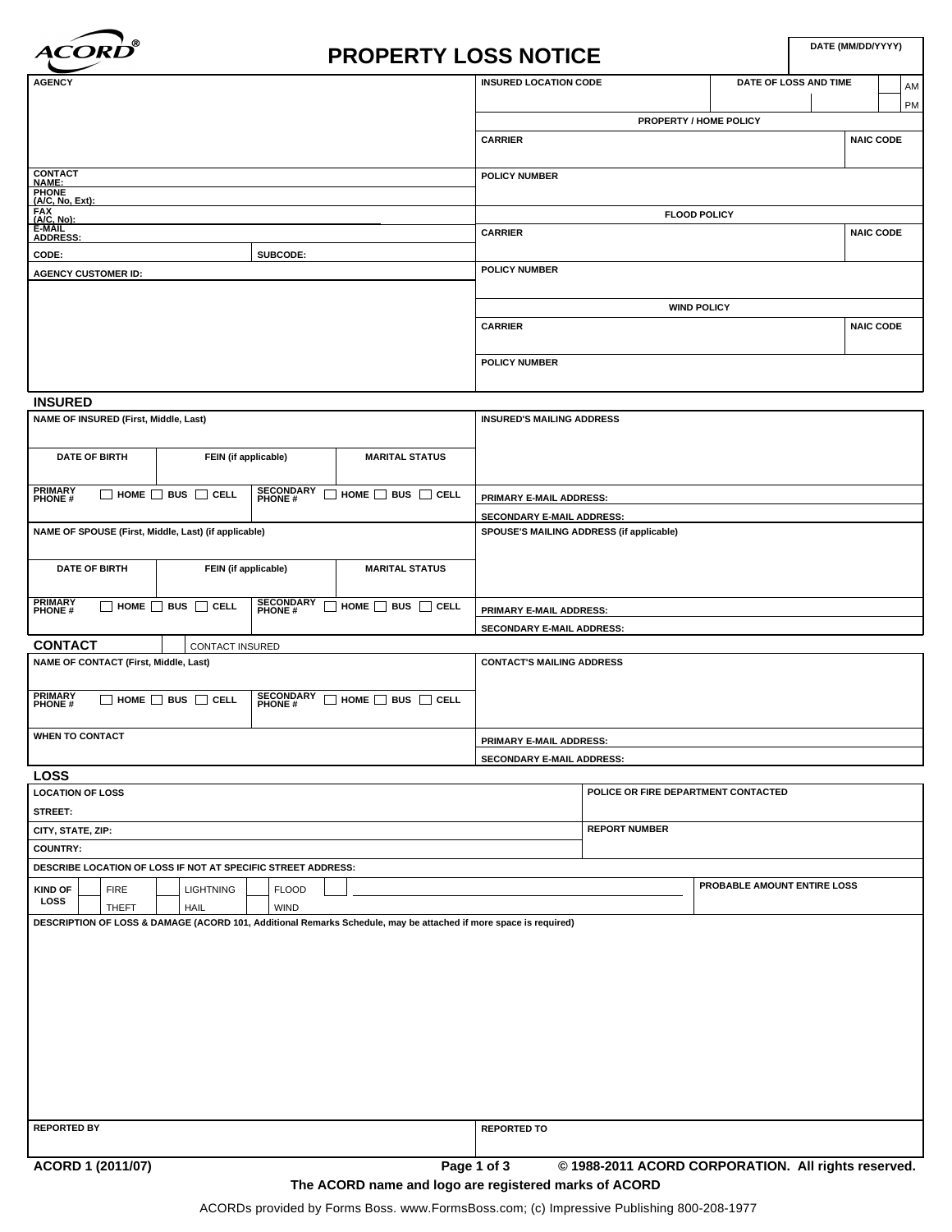ACORD®

# PROPERTY LOSS NOTICE

| DATE (MM/DD/YYYY) |
|---|
| |

| AGENCY | INSURED LOCATION CODE | DATE OF LOSS AND TIME | AM / PM |
|---|---|---|---|
| | | | |

| AGENCY | |
|---|---|
| CONTACT NAME: | |
| PHONE (A/C, No, Ext): | |
| FAX (A/C, No): | |
| E-MAIL ADDRESS: | |
| CODE: | SUBCODE: |
| AGENCY CUSTOMER ID: | |

| PROPERTY / HOME POLICY | |
|---|---|
| CARRIER | NAIC CODE |
| POLICY NUMBER | |

| FLOOD POLICY | |
|---|---|
| CARRIER | NAIC CODE |
| POLICY NUMBER | |

| WIND POLICY | |
|---|---|
| CARRIER | NAIC CODE |
| POLICY NUMBER | |

## INSURED

| NAME OF INSURED (First, Middle, Last) | | | INSURED'S MAILING ADDRESS |
|---|---|---|---|
| DATE OF BIRTH | FEIN (if applicable) | MARITAL STATUS | |
| PRIMARY PHONE # ☐ HOME ☐ BUS ☐ CELL | SECONDARY PHONE # ☐ HOME ☐ BUS ☐ CELL | | PRIMARY E-MAIL ADDRESS: |
| | | | SECONDARY E-MAIL ADDRESS: |
| NAME OF SPOUSE (First, Middle, Last) (if applicable) | | | SPOUSE'S MAILING ADDRESS (if applicable) |
| DATE OF BIRTH | FEIN (if applicable) | MARITAL STATUS | |
| PRIMARY PHONE # ☐ HOME ☐ BUS ☐ CELL | SECONDARY PHONE # ☐ HOME ☐ BUS ☐ CELL | | PRIMARY E-MAIL ADDRESS: |
| | | | SECONDARY E-MAIL ADDRESS: |

## CONTACT

☐ CONTACT INSURED

| NAME OF CONTACT (First, Middle, Last) | | CONTACT'S MAILING ADDRESS |
|---|---|---|
| PRIMARY PHONE # ☐ HOME ☐ BUS ☐ CELL | SECONDARY PHONE # ☐ HOME ☐ BUS ☐ CELL | |
| WHEN TO CONTACT | | PRIMARY E-MAIL ADDRESS: |
| | | SECONDARY E-MAIL ADDRESS: |

## LOSS

| LOCATION OF LOSS | POLICE OR FIRE DEPARTMENT CONTACTED |
|---|---|
| STREET: | |
| CITY, STATE, ZIP: | REPORT NUMBER |
| COUNTRY: | |
| DESCRIBE LOCATION OF LOSS IF NOT AT SPECIFIC STREET ADDRESS: | |

| KIND OF LOSS | ☐ FIRE | ☐ LIGHTNING | ☐ FLOOD | ☐ ____________ | PROBABLE AMOUNT ENTIRE LOSS |
|---|---|---|---|---|---|
| | ☐ THEFT | ☐ HAIL | ☐ WIND | | |

DESCRIPTION OF LOSS & DAMAGE (ACORD 101, Additional Remarks Schedule, may be attached if more space is required)

| REPORTED BY | REPORTED TO |
|---|---|
| | |

ACORD 1 (2011/07)

© 1988-2011 ACORD CORPORATION. All rights reserved.

The ACORD name and logo are registered marks of ACORD

ACORDs provided by Forms Boss. www.FormsBoss.com; (c) Impressive Publishing 800-208-1977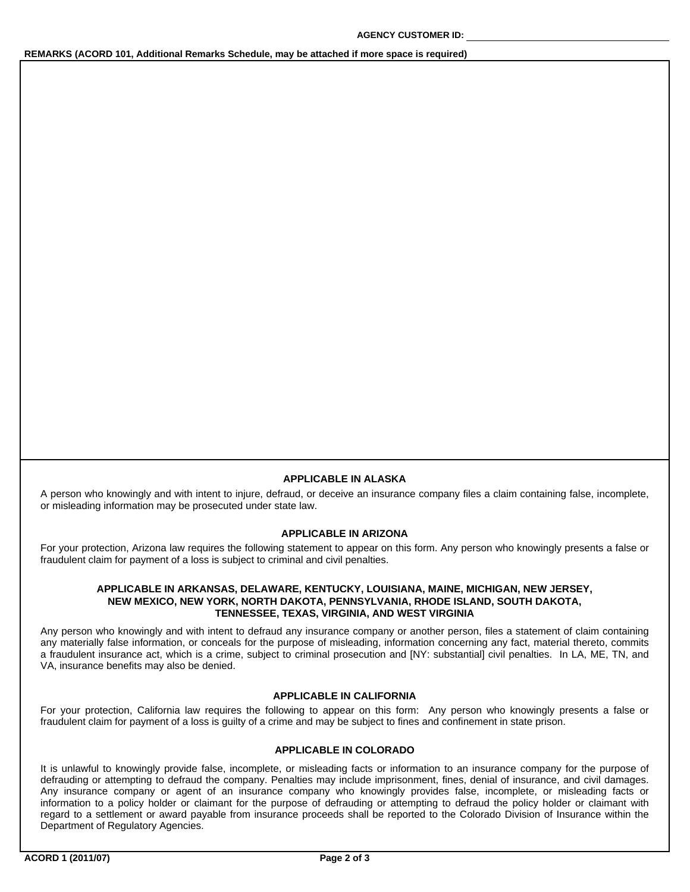**AGENCY CUSTOMER ID:** 

**REMARKS (ACORD 101, Additional Remarks Schedule, may be attached if more space is required)**

### APPLICABLE IN ALASKA

A person who knowingly and with intent to injure, defraud, or deceive an insurance company files a claim containing false, incomplete, or misleading information may be prosecuted under state law.

### APPLICABLE IN ARIZONA

For your protection, Arizona law requires the following statement to appear on this form. Any person who knowingly presents a false or fraudulent claim for payment of a loss is subject to criminal and civil penalties.

### APPLICABLE IN ARKANSAS, DELAWARE, KENTUCKY, LOUISIANA, MAINE, MICHIGAN, NEW JERSEY, NEW MEXICO, NEW YORK, NORTH DAKOTA, PENNSYLVANIA, RHODE ISLAND, SOUTH DAKOTA, TENNESSEE, TEXAS, VIRGINIA, AND WEST VIRGINIA

Any person who knowingly and with intent to defraud any insurance company or another person, files a statement of claim containing any materially false information, or conceals for the purpose of misleading, information concerning any fact, material thereto, commits a fraudulent insurance act, which is a crime, subject to criminal prosecution and [NY: substantial] civil penalties. In LA, ME, TN, and VA, insurance benefits may also be denied.

### APPLICABLE IN CALIFORNIA

For your protection, California law requires the following to appear on this form: Any person who knowingly presents a false or fraudulent claim for payment of a loss is guilty of a crime and may be subject to fines and confinement in state prison.

### APPLICABLE IN COLORADO

It is unlawful to knowingly provide false, incomplete, or misleading facts or information to an insurance company for the purpose of defrauding or attempting to defraud the company. Penalties may include imprisonment, fines, denial of insurance, and civil damages. Any insurance company or agent of an insurance company who knowingly provides false, incomplete, or misleading facts or information to a policy holder or claimant for the purpose of defrauding or attempting to defraud the policy holder or claimant with regard to a settlement or award payable from insurance proceeds shall be reported to the Colorado Division of Insurance within the Department of Regulatory Agencies.

ACORD 1 (2011/07)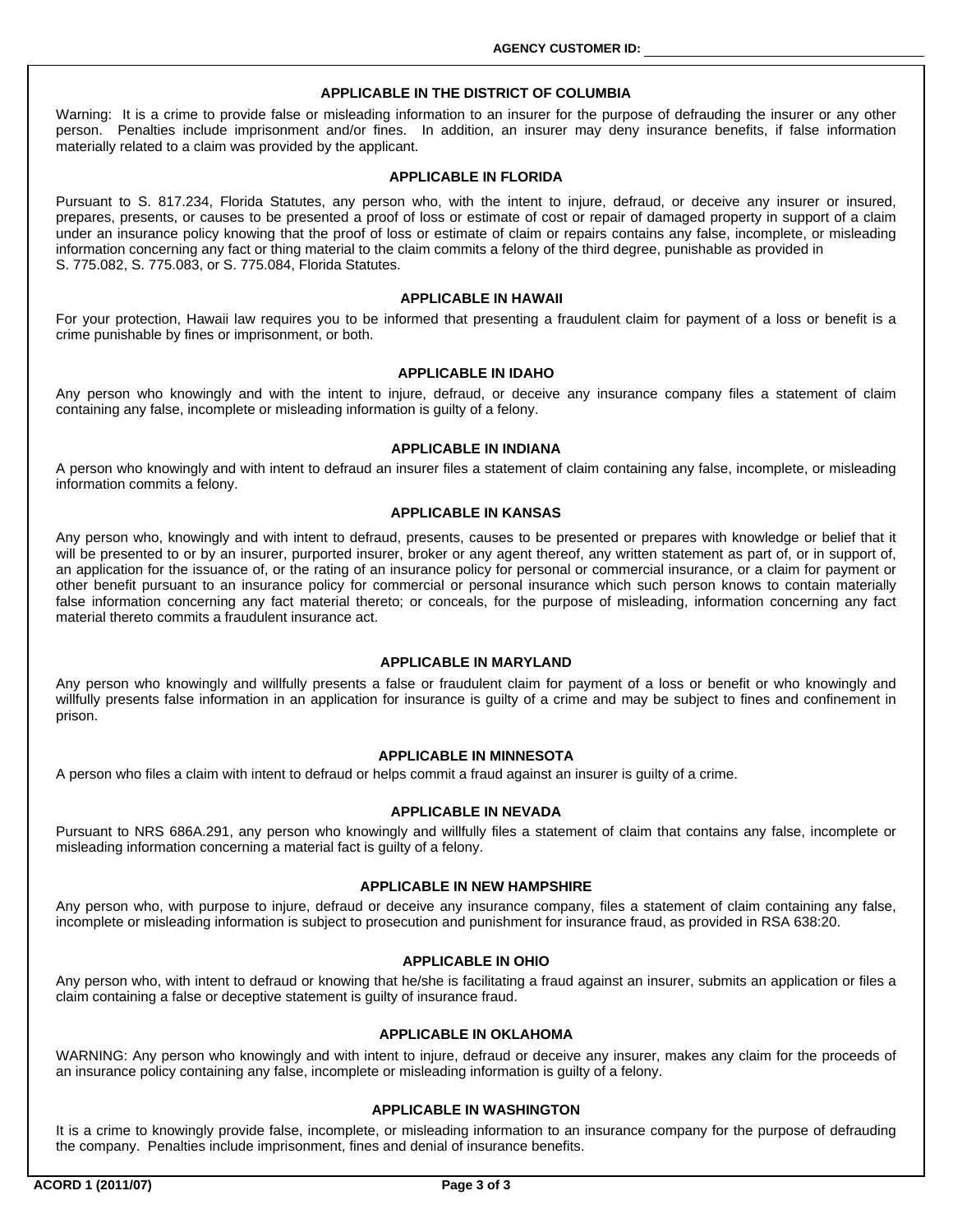AGENCY CUSTOMER ID: ____________________

### APPLICABLE IN THE DISTRICT OF COLUMBIA

Warning: It is a crime to provide false or misleading information to an insurer for the purpose of defrauding the insurer or any other person. Penalties include imprisonment and/or fines. In addition, an insurer may deny insurance benefits, if false information materially related to a claim was provided by the applicant.

### APPLICABLE IN FLORIDA

Pursuant to S. 817.234, Florida Statutes, any person who, with the intent to injure, defraud, or deceive any insurer or insured, prepares, presents, or causes to be presented a proof of loss or estimate of cost or repair of damaged property in support of a claim under an insurance policy knowing that the proof of loss or estimate of claim or repairs contains any false, incomplete, or misleading information concerning any fact or thing material to the claim commits a felony of the third degree, punishable as provided in S. 775.082, S. 775.083, or S. 775.084, Florida Statutes.

### APPLICABLE IN HAWAII

For your protection, Hawaii law requires you to be informed that presenting a fraudulent claim for payment of a loss or benefit is a crime punishable by fines or imprisonment, or both.

### APPLICABLE IN IDAHO

Any person who knowingly and with the intent to injure, defraud, or deceive any insurance company files a statement of claim containing any false, incomplete or misleading information is guilty of a felony.

### APPLICABLE IN INDIANA

A person who knowingly and with intent to defraud an insurer files a statement of claim containing any false, incomplete, or misleading information commits a felony.

### APPLICABLE IN KANSAS

Any person who, knowingly and with intent to defraud, presents, causes to be presented or prepares with knowledge or belief that it will be presented to or by an insurer, purported insurer, broker or any agent thereof, any written statement as part of, or in support of, an application for the issuance of, or the rating of an insurance policy for personal or commercial insurance, or a claim for payment or other benefit pursuant to an insurance policy for commercial or personal insurance which such person knows to contain materially false information concerning any fact material thereto; or conceals, for the purpose of misleading, information concerning any fact material thereto commits a fraudulent insurance act.

### APPLICABLE IN MARYLAND

Any person who knowingly and willfully presents a false or fraudulent claim for payment of a loss or benefit or who knowingly and willfully presents false information in an application for insurance is guilty of a crime and may be subject to fines and confinement in prison.

### APPLICABLE IN MINNESOTA

A person who files a claim with intent to defraud or helps commit a fraud against an insurer is guilty of a crime.

### APPLICABLE IN NEVADA

Pursuant to NRS 686A.291, any person who knowingly and willfully files a statement of claim that contains any false, incomplete or misleading information concerning a material fact is guilty of a felony.

### APPLICABLE IN NEW HAMPSHIRE

Any person who, with purpose to injure, defraud or deceive any insurance company, files a statement of claim containing any false, incomplete or misleading information is subject to prosecution and punishment for insurance fraud, as provided in RSA 638:20.

### APPLICABLE IN OHIO

Any person who, with intent to defraud or knowing that he/she is facilitating a fraud against an insurer, submits an application or files a claim containing a false or deceptive statement is guilty of insurance fraud.

### APPLICABLE IN OKLAHOMA

WARNING: Any person who knowingly and with intent to injure, defraud or deceive any insurer, makes any claim for the proceeds of an insurance policy containing any false, incomplete or misleading information is guilty of a felony.

### APPLICABLE IN WASHINGTON

It is a crime to knowingly provide false, incomplete, or misleading information to an insurance company for the purpose of defrauding the company. Penalties include imprisonment, fines and denial of insurance benefits.

ACORD 1 (2011/07)